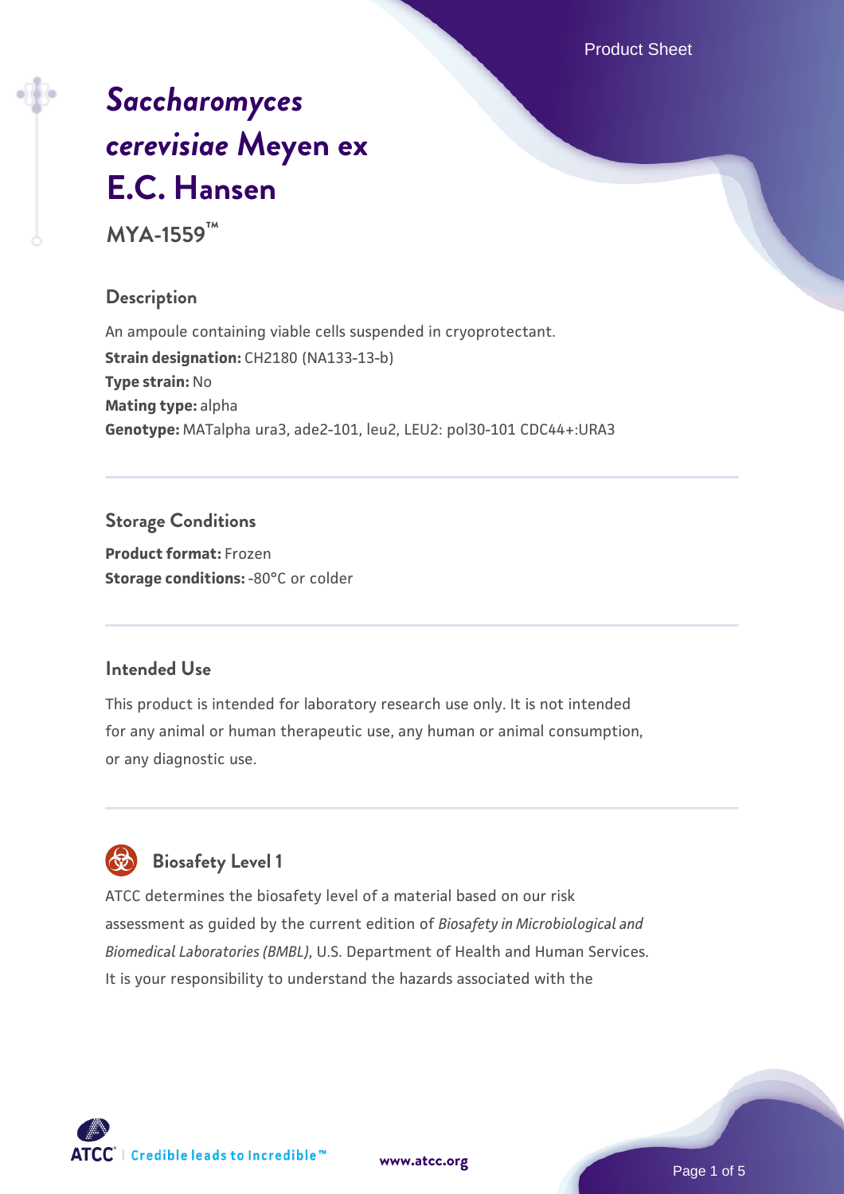# *Saccharomyces cerevisiae* Meyen ex E.C. Hansen

**MYA-1559™**

## Description

An ampoule containing viable cells suspended in cryoprotectant.

**Strain designation:** CH2180 (NA133-13-b)

**Type strain:** No

**Mating type:** alpha

**Genotype:** MATalpha ura3, ade2-101, leu2, LEU2: pol30-101 CDC44+:URA3

## Storage Conditions

**Product format:** Frozen

**Storage conditions:** -80°C or colder

## Intended Use

This product is intended for laboratory research use only. It is not intended for any animal or human therapeutic use, any human or animal consumption, or any diagnostic use.

## Biosafety Level 1

ATCC determines the biosafety level of a material based on our risk assessment as guided by the current edition of *Biosafety in Microbiological and Biomedical Laboratories (BMBL)*, U.S. Department of Health and Human Services. It is your responsibility to understand the hazards associated with the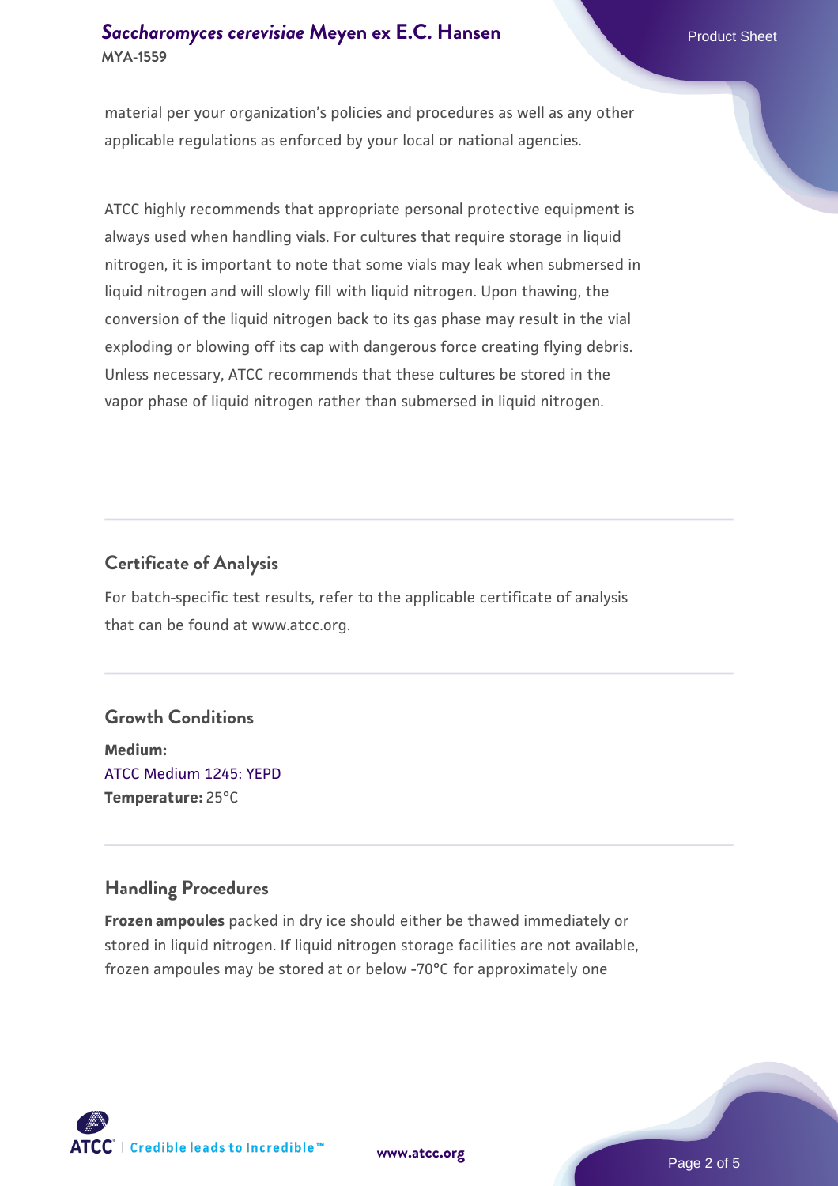material per your organization's policies and procedures as well as any other applicable regulations as enforced by your local or national agencies.

ATCC highly recommends that appropriate personal protective equipment is always used when handling vials. For cultures that require storage in liquid nitrogen, it is important to note that some vials may leak when submersed in liquid nitrogen and will slowly fill with liquid nitrogen. Upon thawing, the conversion of the liquid nitrogen back to its gas phase may result in the vial exploding or blowing off its cap with dangerous force creating flying debris. Unless necessary, ATCC recommends that these cultures be stored in the vapor phase of liquid nitrogen rather than submersed in liquid nitrogen.

## Certificate of Analysis

For batch-specific test results, refer to the applicable certificate of analysis that can be found at www.atcc.org.

## Growth Conditions

**Medium:**
ATCC Medium 1245: YEPD
**Temperature:** 25°C

## Handling Procedures

**Frozen ampoules** packed in dry ice should either be thawed immediately or stored in liquid nitrogen. If liquid nitrogen storage facilities are not available, frozen ampoules may be stored at or below -70°C for approximately one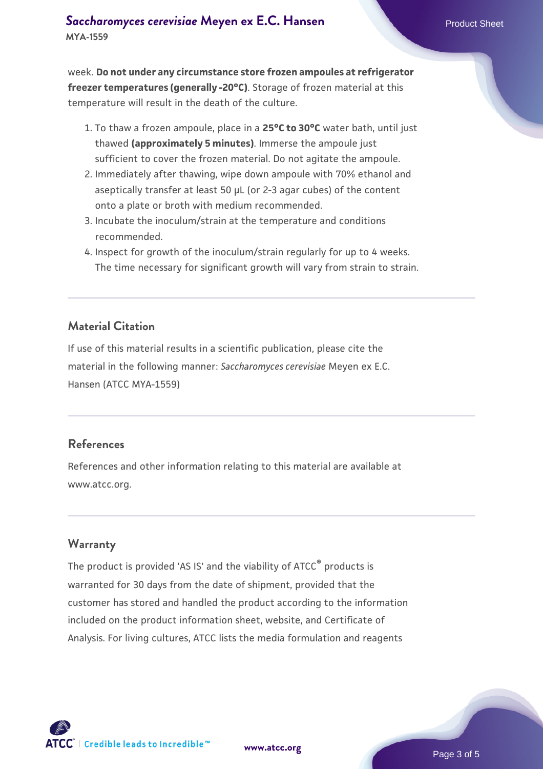week. **Do not under any circumstance store frozen ampoules at refrigerator freezer temperatures (generally -20°C)**. Storage of frozen material at this temperature will result in the death of the culture.

1. To thaw a frozen ampoule, place in a **25°C to 30°C** water bath, until just thawed **(approximately 5 minutes)**. Immerse the ampoule just sufficient to cover the frozen material. Do not agitate the ampoule.
2. Immediately after thawing, wipe down ampoule with 70% ethanol and aseptically transfer at least 50 µL (or 2-3 agar cubes) of the content onto a plate or broth with medium recommended.
3. Incubate the inoculum/strain at the temperature and conditions recommended.
4. Inspect for growth of the inoculum/strain regularly for up to 4 weeks. The time necessary for significant growth will vary from strain to strain.

## Material Citation

If use of this material results in a scientific publication, please cite the material in the following manner: *Saccharomyces cerevisiae* Meyen ex E.C. Hansen (ATCC MYA-1559)

## References

References and other information relating to this material are available at www.atcc.org.

## Warranty

The product is provided 'AS IS' and the viability of ATCC® products is warranted for 30 days from the date of shipment, provided that the customer has stored and handled the product according to the information included on the product information sheet, website, and Certificate of Analysis. For living cultures, ATCC lists the media formulation and reagents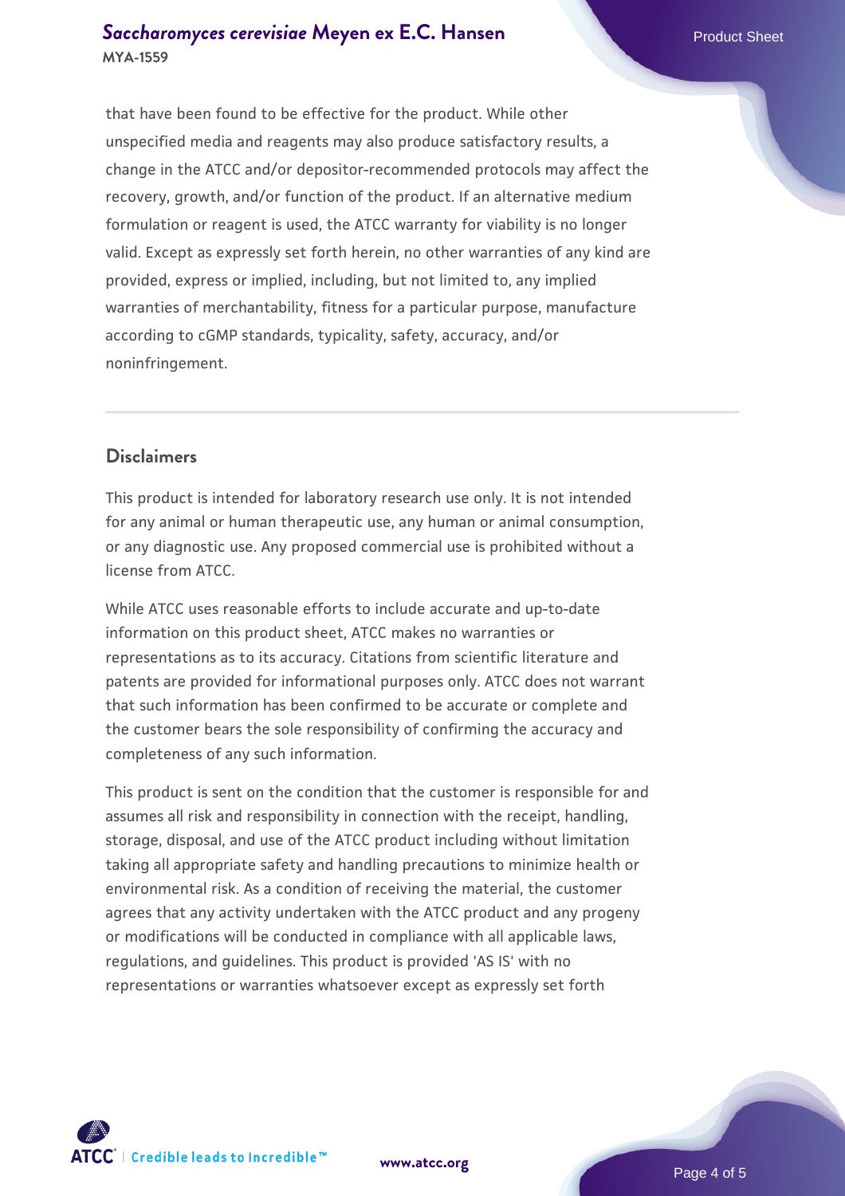that have been found to be effective for the product. While other unspecified media and reagents may also produce satisfactory results, a change in the ATCC and/or depositor-recommended protocols may affect the recovery, growth, and/or function of the product. If an alternative medium formulation or reagent is used, the ATCC warranty for viability is no longer valid. Except as expressly set forth herein, no other warranties of any kind are provided, express or implied, including, but not limited to, any implied warranties of merchantability, fitness for a particular purpose, manufacture according to cGMP standards, typicality, safety, accuracy, and/or noninfringement.

## Disclaimers

This product is intended for laboratory research use only. It is not intended for any animal or human therapeutic use, any human or animal consumption, or any diagnostic use. Any proposed commercial use is prohibited without a license from ATCC.

While ATCC uses reasonable efforts to include accurate and up-to-date information on this product sheet, ATCC makes no warranties or representations as to its accuracy. Citations from scientific literature and patents are provided for informational purposes only. ATCC does not warrant that such information has been confirmed to be accurate or complete and the customer bears the sole responsibility of confirming the accuracy and completeness of any such information.

This product is sent on the condition that the customer is responsible for and assumes all risk and responsibility in connection with the receipt, handling, storage, disposal, and use of the ATCC product including without limitation taking all appropriate safety and handling precautions to minimize health or environmental risk. As a condition of receiving the material, the customer agrees that any activity undertaken with the ATCC product and any progeny or modifications will be conducted in compliance with all applicable laws, regulations, and guidelines. This product is provided 'AS IS' with no representations or warranties whatsoever except as expressly set forth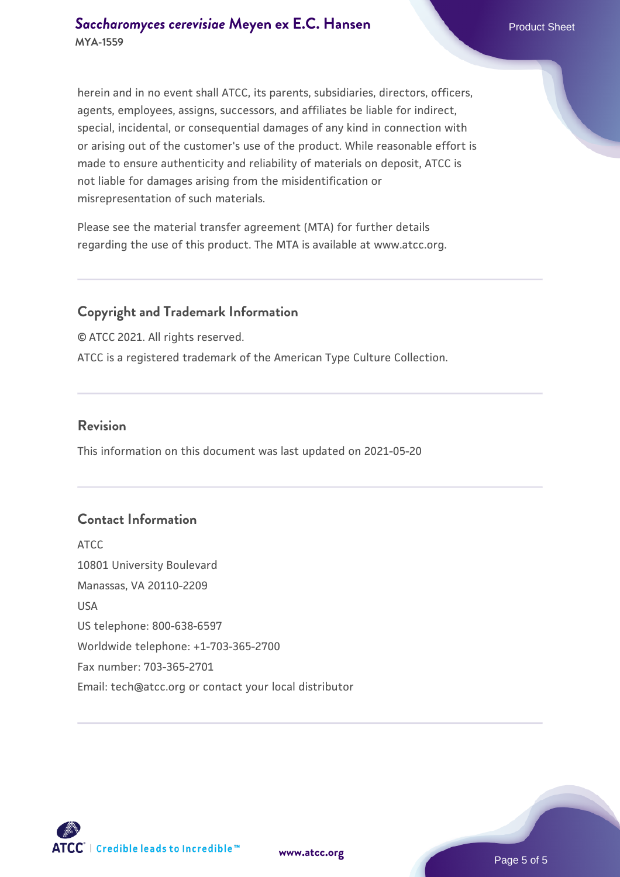herein and in no event shall ATCC, its parents, subsidiaries, directors, officers, agents, employees, assigns, successors, and affiliates be liable for indirect, special, incidental, or consequential damages of any kind in connection with or arising out of the customer's use of the product. While reasonable effort is made to ensure authenticity and reliability of materials on deposit, ATCC is not liable for damages arising from the misidentification or misrepresentation of such materials.

Please see the material transfer agreement (MTA) for further details regarding the use of this product. The MTA is available at www.atcc.org.

## Copyright and Trademark Information

© ATCC 2021. All rights reserved.

ATCC is a registered trademark of the American Type Culture Collection.

## Revision

This information on this document was last updated on 2021-05-20

## Contact Information

ATCC
10801 University Boulevard
Manassas, VA 20110-2209
USA
US telephone: 800-638-6597
Worldwide telephone: +1-703-365-2700
Fax number: 703-365-2701
Email: tech@atcc.org or contact your local distributor